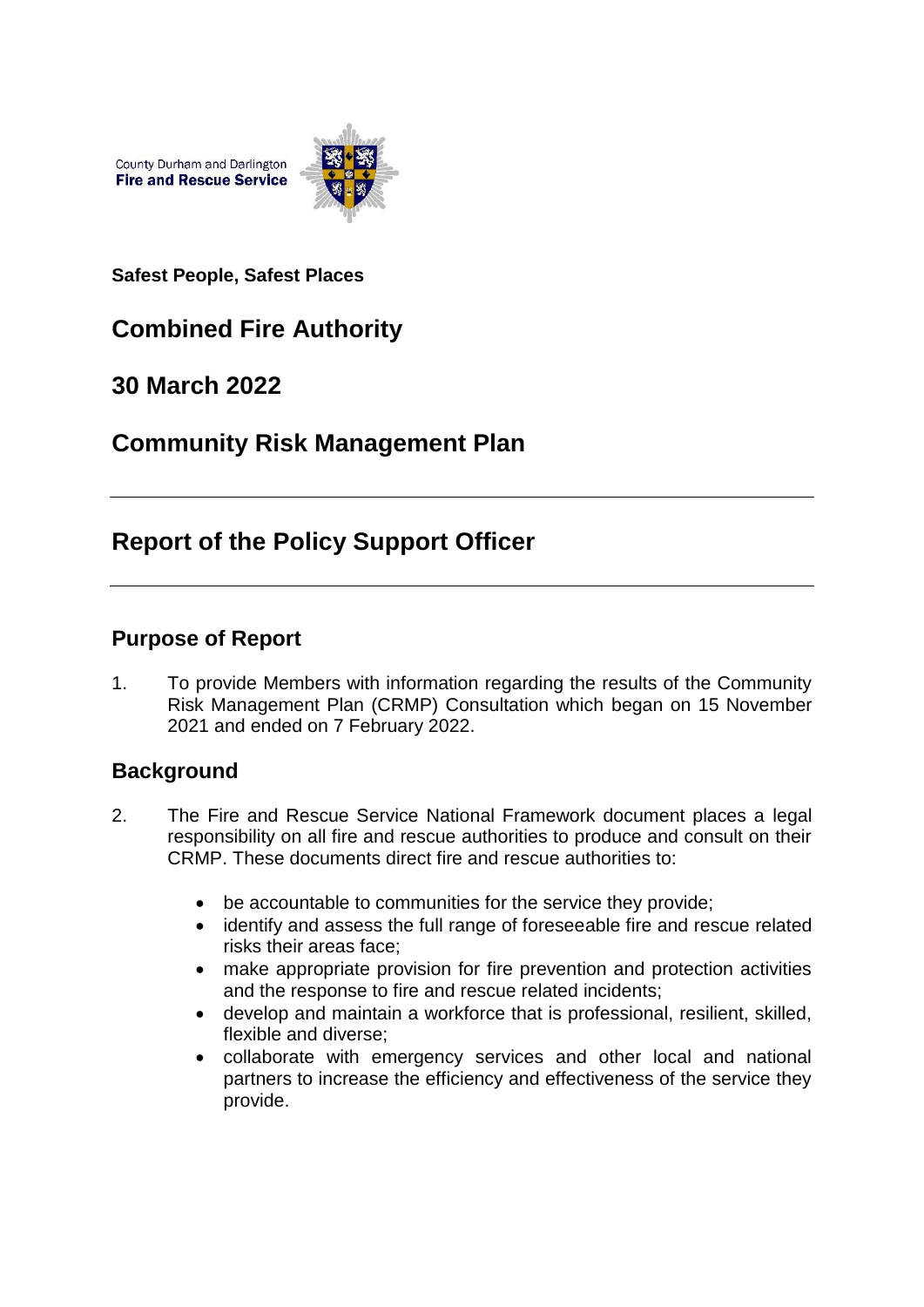County Durham and Darlington
**Fire and Rescue Service**

**Safest People, Safest Places**

# Combined Fire Authority

# 30 March 2022

# Community Risk Management Plan

---

# Report of the Policy Support Officer

---

## Purpose of Report

1. To provide Members with information regarding the results of the Community Risk Management Plan (CRMP) Consultation which began on 15 November 2021 and ended on 7 February 2022.

## Background

2. The Fire and Rescue Service National Framework document places a legal responsibility on all fire and rescue authorities to produce and consult on their CRMP. These documents direct fire and rescue authorities to:

   - be accountable to communities for the service they provide;
   - identify and assess the full range of foreseeable fire and rescue related risks their areas face;
   - make appropriate provision for fire prevention and protection activities and the response to fire and rescue related incidents;
   - develop and maintain a workforce that is professional, resilient, skilled, flexible and diverse;
   - collaborate with emergency services and other local and national partners to increase the efficiency and effectiveness of the service they provide.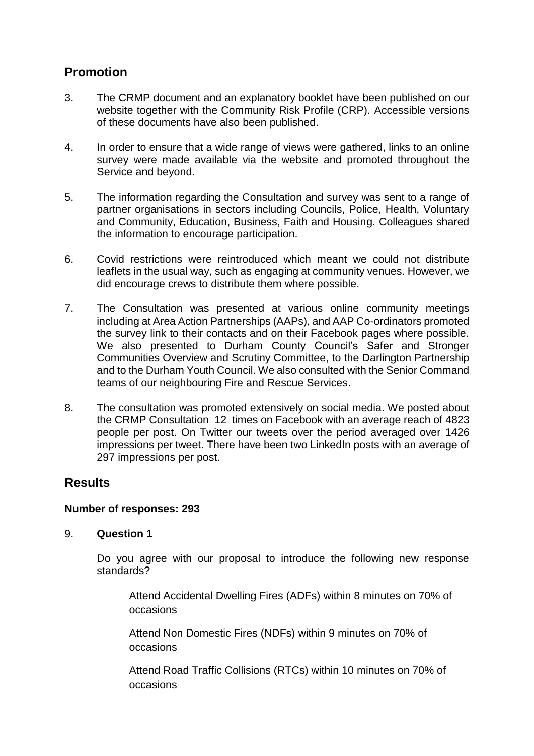## Promotion

3. The CRMP document and an explanatory booklet have been published on our website together with the Community Risk Profile (CRP). Accessible versions of these documents have also been published.

4. In order to ensure that a wide range of views were gathered, links to an online survey were made available via the website and promoted throughout the Service and beyond.

5. The information regarding the Consultation and survey was sent to a range of partner organisations in sectors including Councils, Police, Health, Voluntary and Community, Education, Business, Faith and Housing. Colleagues shared the information to encourage participation.

6. Covid restrictions were reintroduced which meant we could not distribute leaflets in the usual way, such as engaging at community venues. However, we did encourage crews to distribute them where possible.

7. The Consultation was presented at various online community meetings including at Area Action Partnerships (AAPs), and AAP Co-ordinators promoted the survey link to their contacts and on their Facebook pages where possible. We also presented to Durham County Council's Safer and Stronger Communities Overview and Scrutiny Committee, to the Darlington Partnership and to the Durham Youth Council. We also consulted with the Senior Command teams of our neighbouring Fire and Rescue Services.

8. The consultation was promoted extensively on social media. We posted about the CRMP Consultation 12 times on Facebook with an average reach of 4823 people per post. On Twitter our tweets over the period averaged over 1426 impressions per tweet. There have been two LinkedIn posts with an average of 297 impressions per post.

## Results

**Number of responses: 293**

9. **Question 1**

   Do you agree with our proposal to introduce the following new response standards?

   Attend Accidental Dwelling Fires (ADFs) within 8 minutes on 70% of occasions

   Attend Non Domestic Fires (NDFs) within 9 minutes on 70% of occasions

   Attend Road Traffic Collisions (RTCs) within 10 minutes on 70% of occasions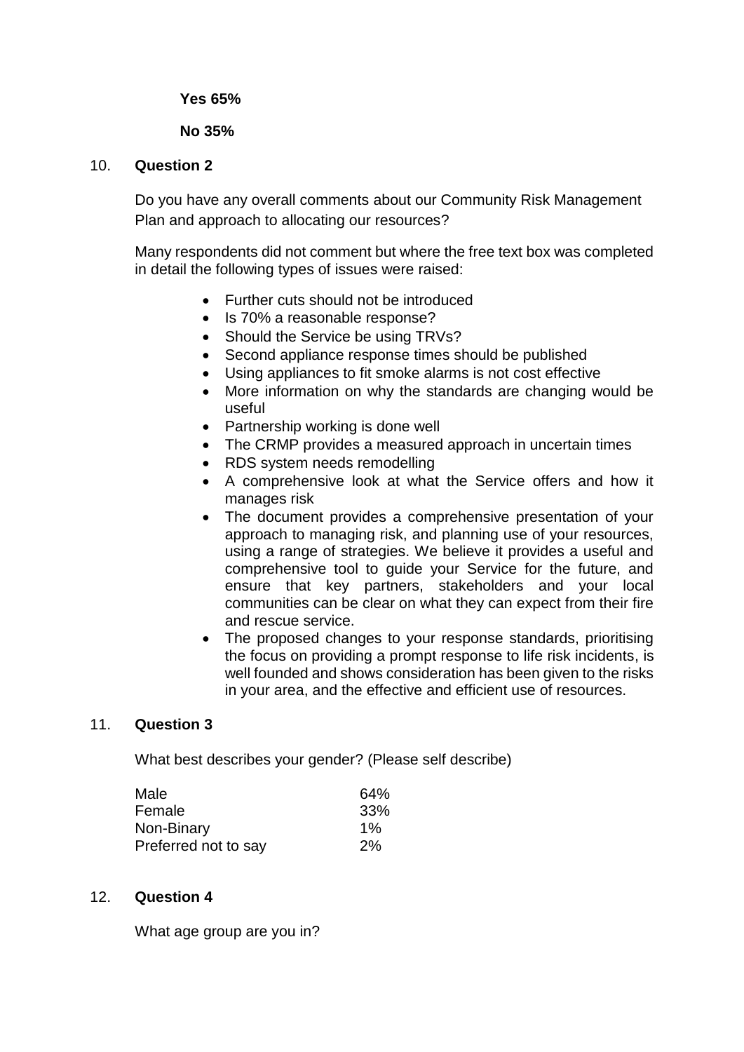**Yes 65%**

**No 35%**

10. **Question 2**

Do you have any overall comments about our Community Risk Management Plan and approach to allocating our resources?

Many respondents did not comment but where the free text box was completed in detail the following types of issues were raised:

- Further cuts should not be introduced
- Is 70% a reasonable response?
- Should the Service be using TRVs?
- Second appliance response times should be published
- Using appliances to fit smoke alarms is not cost effective
- More information on why the standards are changing would be useful
- Partnership working is done well
- The CRMP provides a measured approach in uncertain times
- RDS system needs remodelling
- A comprehensive look at what the Service offers and how it manages risk
- The document provides a comprehensive presentation of your approach to managing risk, and planning use of your resources, using a range of strategies. We believe it provides a useful and comprehensive tool to guide your Service for the future, and ensure that key partners, stakeholders and your local communities can be clear on what they can expect from their fire and rescue service.
- The proposed changes to your response standards, prioritising the focus on providing a prompt response to life risk incidents, is well founded and shows consideration has been given to the risks in your area, and the effective and efficient use of resources.

11. **Question 3**

What best describes your gender? (Please self describe)

| | |
|---|---|
| Male | 64% |
| Female | 33% |
| Non-Binary | 1% |
| Preferred not to say | 2% |

12. **Question 4**

What age group are you in?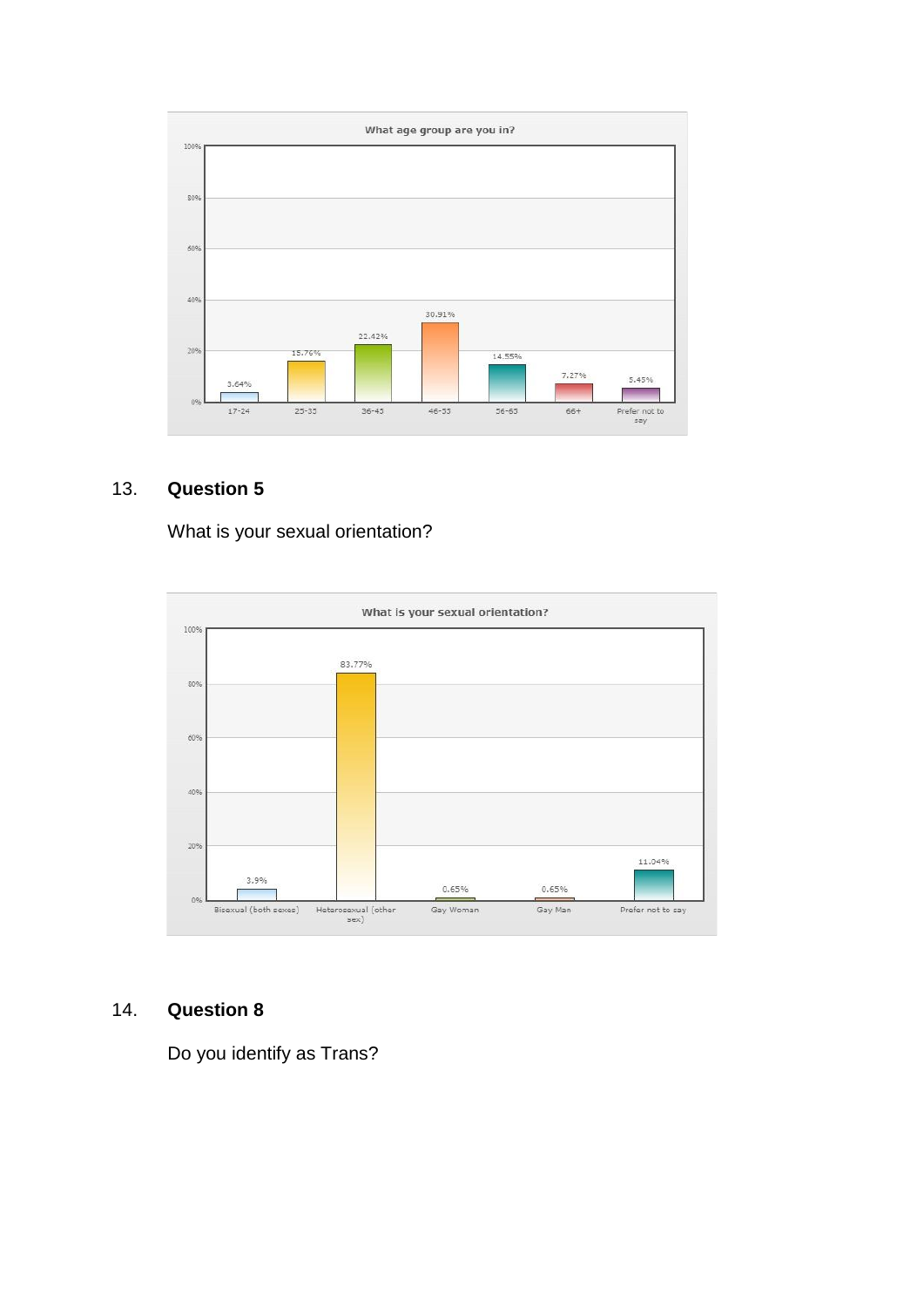**What age group are you in?**

| 17-24 | 25-35 | 36-45 | 46-55 | 56-65 | 66+ | Prefer not to say |
|---|---|---|---|---|---|---|
| 3.64% | 15.76% | 22.42% | 30.91% | 14.55% | 7.27% | 5.45% |

13. **Question 5**

What is your sexual orientation?

**What is your sexual orientation?**

| Bisexual (both sexes) | Heterosexual (other sex) | Gay Woman | Gay Man | Prefer not to say |
|---|---|---|---|---|
| 3.9% | 83.77% | 0.65% | 0.65% | 11.04% |

14. **Question 8**

Do you identify as Trans?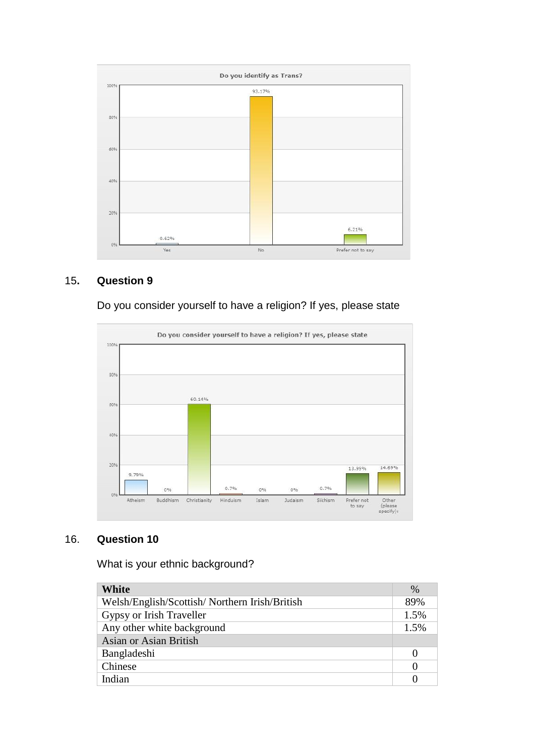**Do you identify as Trans?**

| Response | % |
|---|---|
| Yes | 0.62% |
| No | 93.17% |
| Prefer not to say | 6.21% |

15. **Question 9**

Do you consider yourself to have a religion? If yes, please state

**Do you consider yourself to have a religion? If yes, please state**

| Response | % |
|---|---|
| Atheism | 9.79% |
| Buddhism | 0% |
| Christianity | 60.14% |
| Hinduism | 0.7% |
| Islam | 0% |
| Judaism | 0% |
| Sikhism | 0.7% |
| Prefer not to say | 13.99% |
| Other (please specify): | 14.69% |

16. **Question 10**

What is your ethnic background?

| **White** | % |
|---|---|
| Welsh/English/Scottish/ Northern Irish/British | 89% |
| Gypsy or Irish Traveller | 1.5% |
| Any other white background | 1.5% |
| Asian or Asian British | |
| Bangladeshi | 0 |
| Chinese | 0 |
| Indian | 0 |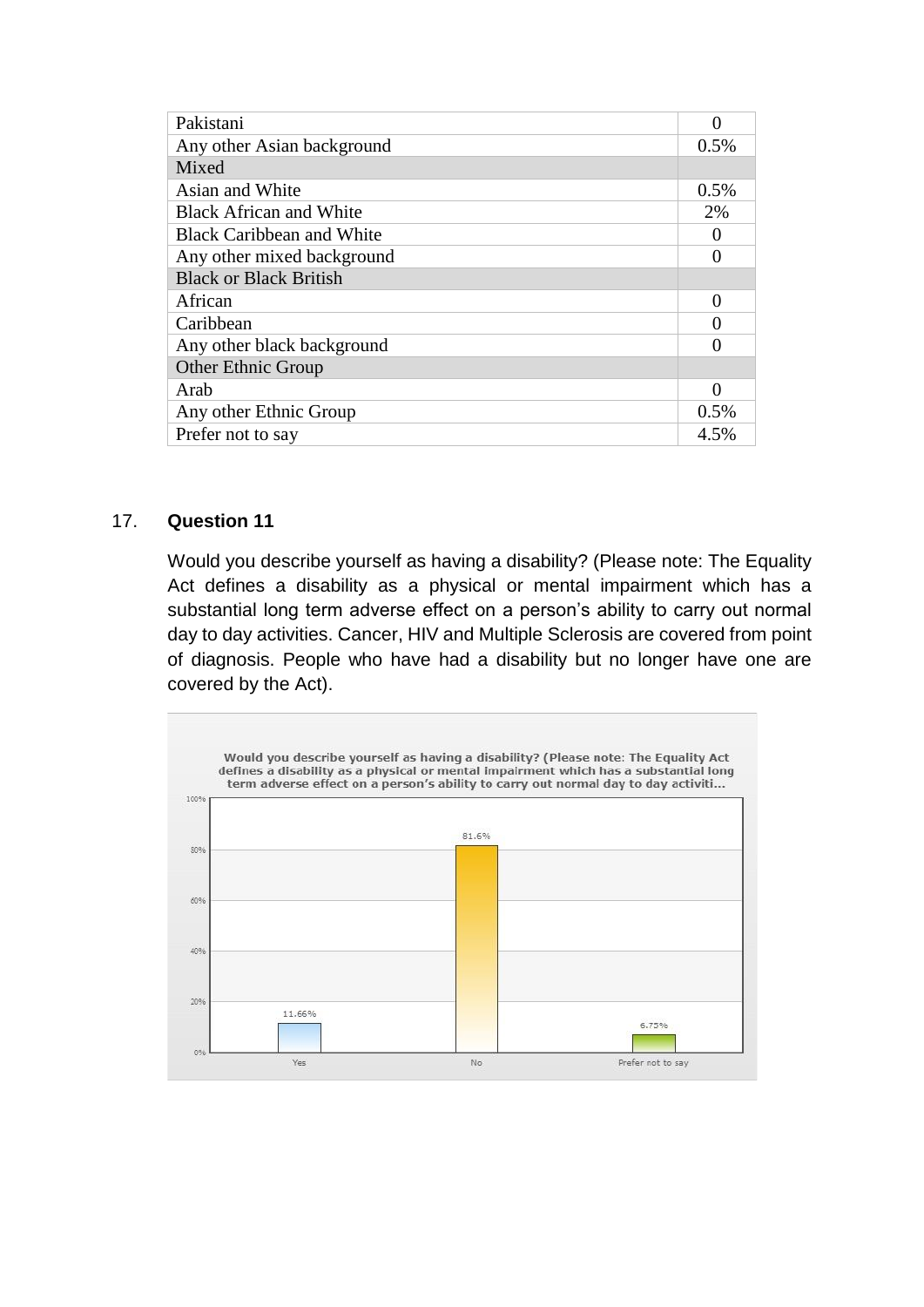| | |
|---|---|
| Pakistani | 0 |
| Any other Asian background | 0.5% |
| Mixed | |
| Asian and White | 0.5% |
| Black African and White | 2% |
| Black Caribbean and White | 0 |
| Any other mixed background | 0 |
| Black or Black British | |
| African | 0 |
| Caribbean | 0 |
| Any other black background | 0 |
| Other Ethnic Group | |
| Arab | 0 |
| Any other Ethnic Group | 0.5% |
| Prefer not to say | 4.5% |

17. **Question 11**

Would you describe yourself as having a disability? (Please note: The Equality Act defines a disability as a physical or mental impairment which has a substantial long term adverse effect on a person's ability to carry out normal day to day activities. Cancer, HIV and Multiple Sclerosis are covered from point of diagnosis. People who have had a disability but no longer have one are covered by the Act).

Would you describe yourself as having a disability? (Please note: The Equality Act defines a disability as a physical or mental impairment which has a substantial long term adverse effect on a person's ability to carry out normal day to day activiti...

| Response | Percentage |
|---|---|
| Yes | 11.66% |
| No | 81.6% |
| Prefer not to say | 6.75% |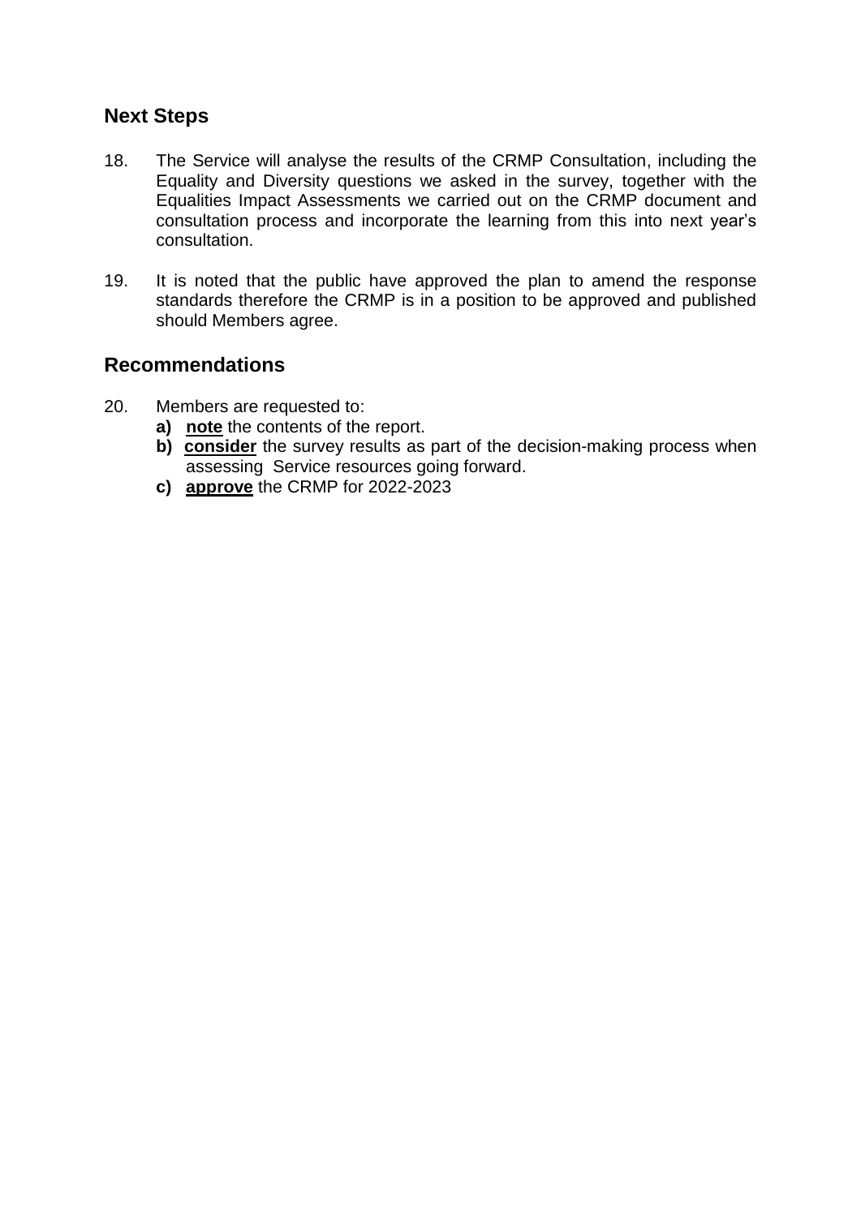## Next Steps

18. The Service will analyse the results of the CRMP Consultation, including the Equality and Diversity questions we asked in the survey, together with the Equalities Impact Assessments we carried out on the CRMP document and consultation process and incorporate the learning from this into next year's consultation.

19. It is noted that the public have approved the plan to amend the response standards therefore the CRMP is in a position to be approved and published should Members agree.

## Recommendations

20. Members are requested to:
    **a)** **note** the contents of the report.
    **b)** **consider** the survey results as part of the decision-making process when assessing Service resources going forward.
    **c)** **approve** the CRMP for 2022-2023